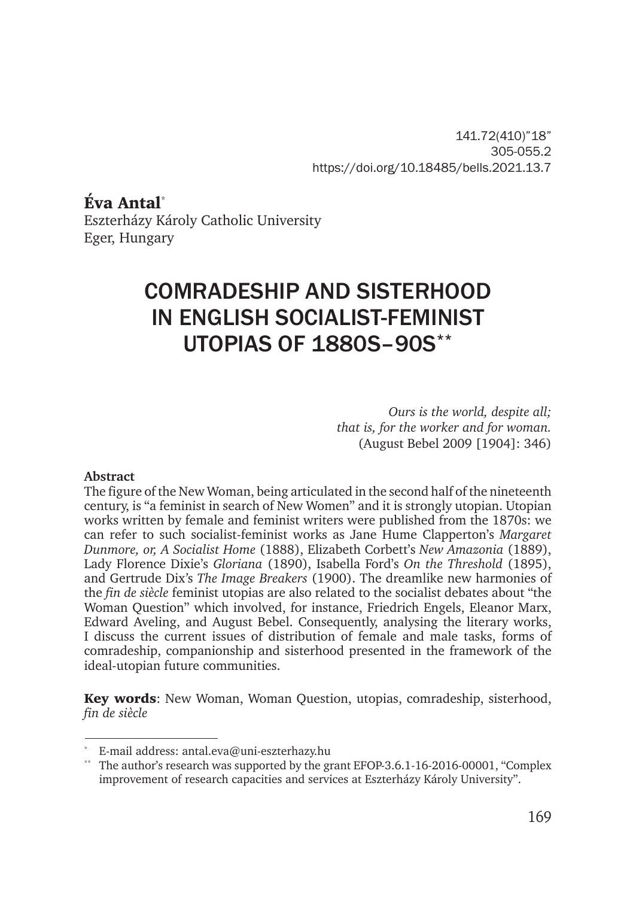141.72(410)"18"
305-055.2
https://doi.org/10.18485/bells.2021.13.7

**Éva Antal**[*]
Eszterházy Károly Catholic University
Eger, Hungary

# COMRADESHIP AND SISTERHOOD IN ENGLISH SOCIALIST-FEMINIST UTOPIAS OF 1880S–90S[**]

*Ours is the world, despite all;*
*that is, for the worker and for woman.*
(August Bebel 2009 [1904]: 346)

**Abstract**

The figure of the New Woman, being articulated in the second half of the nineteenth century, is "a feminist in search of New Women" and it is strongly utopian. Utopian works written by female and feminist writers were published from the 1870s: we can refer to such socialist-feminist works as Jane Hume Clapperton's *Margaret Dunmore, or, A Socialist Home* (1888), Elizabeth Corbett's *New Amazonia* (1889), Lady Florence Dixie's *Gloriana* (1890), Isabella Ford's *On the Threshold* (1895), and Gertrude Dix's *The Image Breakers* (1900). The dreamlike new harmonies of the *fin de siècle* feminist utopias are also related to the socialist debates about "the Woman Question" which involved, for instance, Friedrich Engels, Eleanor Marx, Edward Aveling, and August Bebel. Consequently, analysing the literary works, I discuss the current issues of distribution of female and male tasks, forms of comradeship, companionship and sisterhood presented in the framework of the ideal-utopian future communities.

**Key words**: New Woman, Woman Question, utopias, comradeship, sisterhood, *fin de siècle*

---

[*] E-mail address: antal.eva@uni-eszterhazy.hu

[**] The author's research was supported by the grant EFOP-3.6.1-16-2016-00001, "Complex improvement of research capacities and services at Eszterházy Károly University".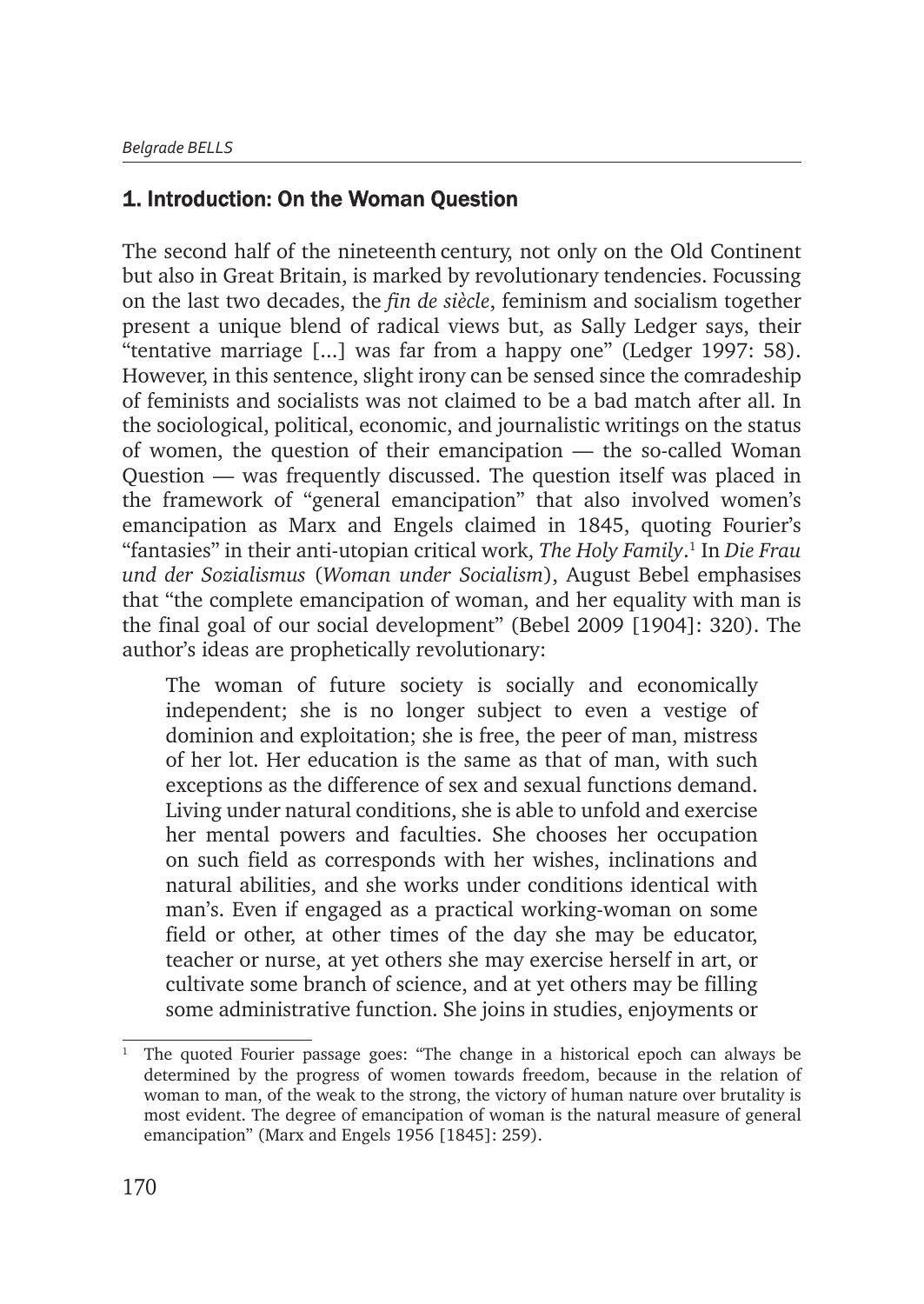## 1. Introduction: On the Woman Question

The second half of the nineteenth century, not only on the Old Continent but also in Great Britain, is marked by revolutionary tendencies. Focussing on the last two decades, the *fin de siècle*, feminism and socialism together present a unique blend of radical views but, as Sally Ledger says, their "tentative marriage [...] was far from a happy one" (Ledger 1997: 58). However, in this sentence, slight irony can be sensed since the comradeship of feminists and socialists was not claimed to be a bad match after all. In the sociological, political, economic, and journalistic writings on the status of women, the question of their emancipation — the so-called Woman Question — was frequently discussed. The question itself was placed in the framework of "general emancipation" that also involved women's emancipation as Marx and Engels claimed in 1845, quoting Fourier's "fantasies" in their anti-utopian critical work, *The Holy Family*.[1] In *Die Frau und der Sozialismus* (*Woman under Socialism*), August Bebel emphasises that "the complete emancipation of woman, and her equality with man is the final goal of our social development" (Bebel 2009 [1904]: 320). The author's ideas are prophetically revolutionary:

> The woman of future society is socially and economically independent; she is no longer subject to even a vestige of dominion and exploitation; she is free, the peer of man, mistress of her lot. Her education is the same as that of man, with such exceptions as the difference of sex and sexual functions demand. Living under natural conditions, she is able to unfold and exercise her mental powers and faculties. She chooses her occupation on such field as corresponds with her wishes, inclinations and natural abilities, and she works under conditions identical with man's. Even if engaged as a practical working-woman on some field or other, at other times of the day she may be educator, teacher or nurse, at yet others she may exercise herself in art, or cultivate some branch of science, and at yet others may be filling some administrative function. She joins in studies, enjoyments or

[1] The quoted Fourier passage goes: "The change in a historical epoch can always be determined by the progress of women towards freedom, because in the relation of woman to man, of the weak to the strong, the victory of human nature over brutality is most evident. The degree of emancipation of woman is the natural measure of general emancipation" (Marx and Engels 1956 [1845]: 259).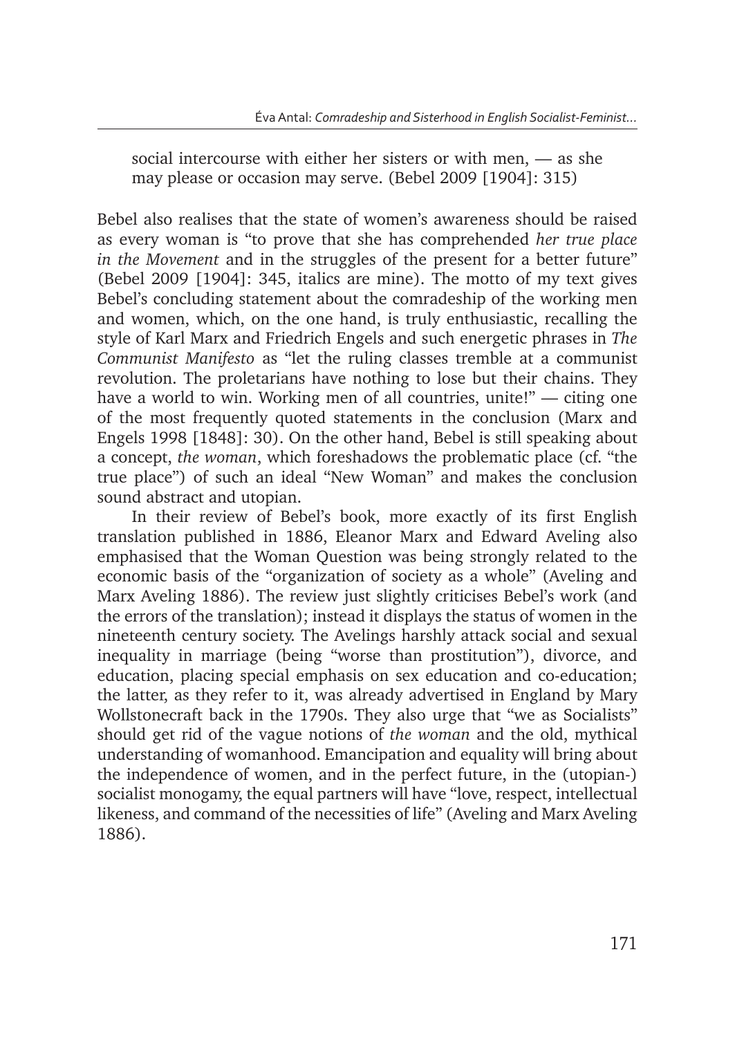social intercourse with either her sisters or with men, — as she may please or occasion may serve. (Bebel 2009 [1904]: 315)

Bebel also realises that the state of women's awareness should be raised as every woman is "to prove that she has comprehended *her true place in the Movement* and in the struggles of the present for a better future" (Bebel 2009 [1904]: 345, italics are mine). The motto of my text gives Bebel's concluding statement about the comradeship of the working men and women, which, on the one hand, is truly enthusiastic, recalling the style of Karl Marx and Friedrich Engels and such energetic phrases in *The Communist Manifesto* as "let the ruling classes tremble at a communist revolution. The proletarians have nothing to lose but their chains. They have a world to win. Working men of all countries, unite!" — citing one of the most frequently quoted statements in the conclusion (Marx and Engels 1998 [1848]: 30). On the other hand, Bebel is still speaking about a concept, *the woman*, which foreshadows the problematic place (cf. "the true place") of such an ideal "New Woman" and makes the conclusion sound abstract and utopian.

In their review of Bebel's book, more exactly of its first English translation published in 1886, Eleanor Marx and Edward Aveling also emphasised that the Woman Question was being strongly related to the economic basis of the "organization of society as a whole" (Aveling and Marx Aveling 1886). The review just slightly criticises Bebel's work (and the errors of the translation); instead it displays the status of women in the nineteenth century society. The Avelings harshly attack social and sexual inequality in marriage (being "worse than prostitution"), divorce, and education, placing special emphasis on sex education and co-education; the latter, as they refer to it, was already advertised in England by Mary Wollstonecraft back in the 1790s. They also urge that "we as Socialists" should get rid of the vague notions of *the woman* and the old, mythical understanding of womanhood. Emancipation and equality will bring about the independence of women, and in the perfect future, in the (utopian-) socialist monogamy, the equal partners will have "love, respect, intellectual likeness, and command of the necessities of life" (Aveling and Marx Aveling 1886).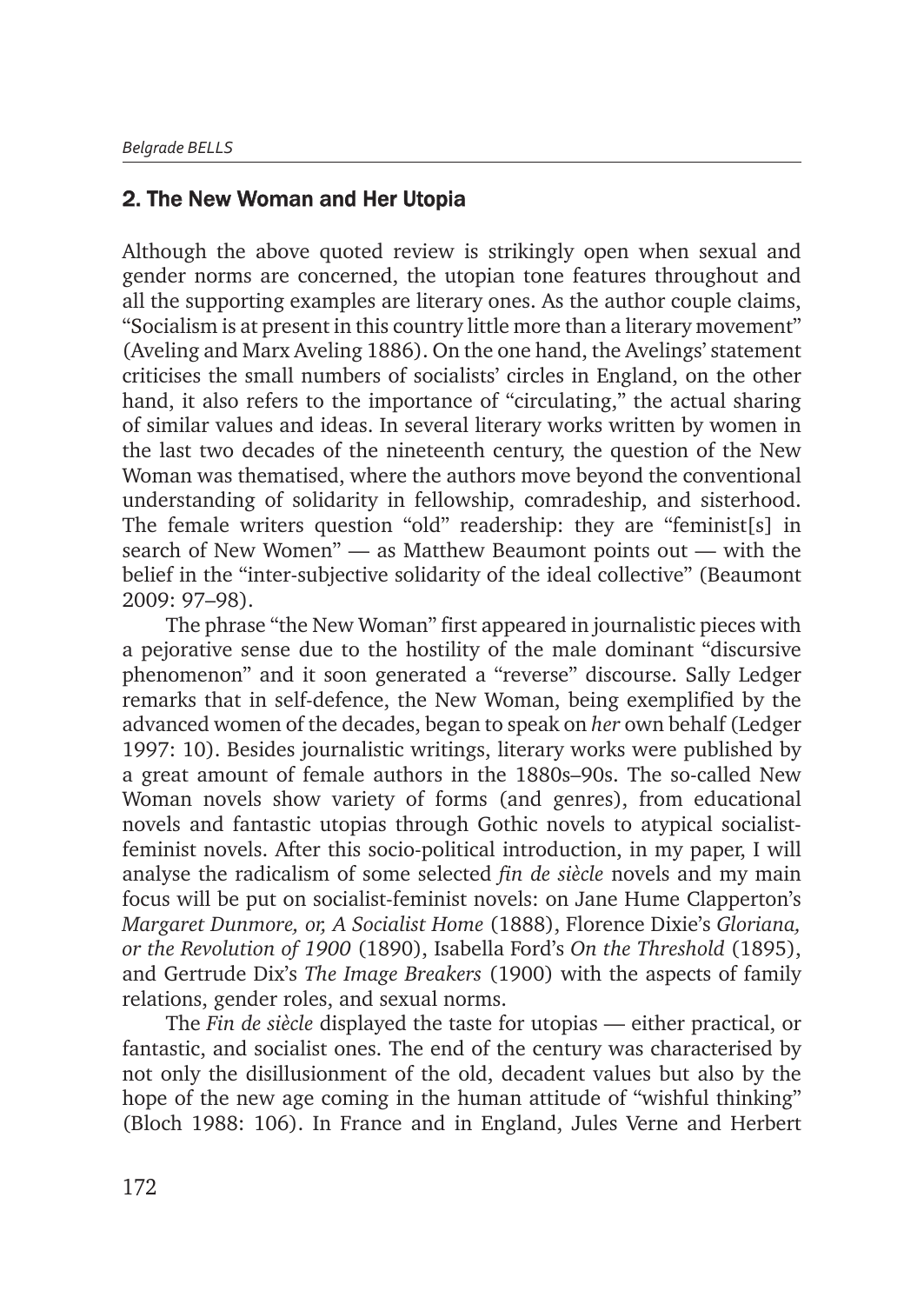## 2. The New Woman and Her Utopia

Although the above quoted review is strikingly open when sexual and gender norms are concerned, the utopian tone features throughout and all the supporting examples are literary ones. As the author couple claims, "Socialism is at present in this country little more than a literary movement" (Aveling and Marx Aveling 1886). On the one hand, the Avelings' statement criticises the small numbers of socialists' circles in England, on the other hand, it also refers to the importance of "circulating," the actual sharing of similar values and ideas. In several literary works written by women in the last two decades of the nineteenth century, the question of the New Woman was thematised, where the authors move beyond the conventional understanding of solidarity in fellowship, comradeship, and sisterhood. The female writers question "old" readership: they are "feminist[s] in search of New Women" — as Matthew Beaumont points out — with the belief in the "inter-subjective solidarity of the ideal collective" (Beaumont 2009: 97–98).

The phrase "the New Woman" first appeared in journalistic pieces with a pejorative sense due to the hostility of the male dominant "discursive phenomenon" and it soon generated a "reverse" discourse. Sally Ledger remarks that in self-defence, the New Woman, being exemplified by the advanced women of the decades, began to speak on *her* own behalf (Ledger 1997: 10). Besides journalistic writings, literary works were published by a great amount of female authors in the 1880s–90s. The so-called New Woman novels show variety of forms (and genres), from educational novels and fantastic utopias through Gothic novels to atypical socialist-feminist novels. After this socio-political introduction, in my paper, I will analyse the radicalism of some selected *fin de siècle* novels and my main focus will be put on socialist-feminist novels: on Jane Hume Clapperton's *Margaret Dunmore, or, A Socialist Home* (1888), Florence Dixie's *Gloriana, or the Revolution of 1900* (1890), Isabella Ford's *On the Threshold* (1895), and Gertrude Dix's *The Image Breakers* (1900) with the aspects of family relations, gender roles, and sexual norms.

The *Fin de siècle* displayed the taste for utopias — either practical, or fantastic, and socialist ones. The end of the century was characterised by not only the disillusionment of the old, decadent values but also by the hope of the new age coming in the human attitude of "wishful thinking" (Bloch 1988: 106). In France and in England, Jules Verne and Herbert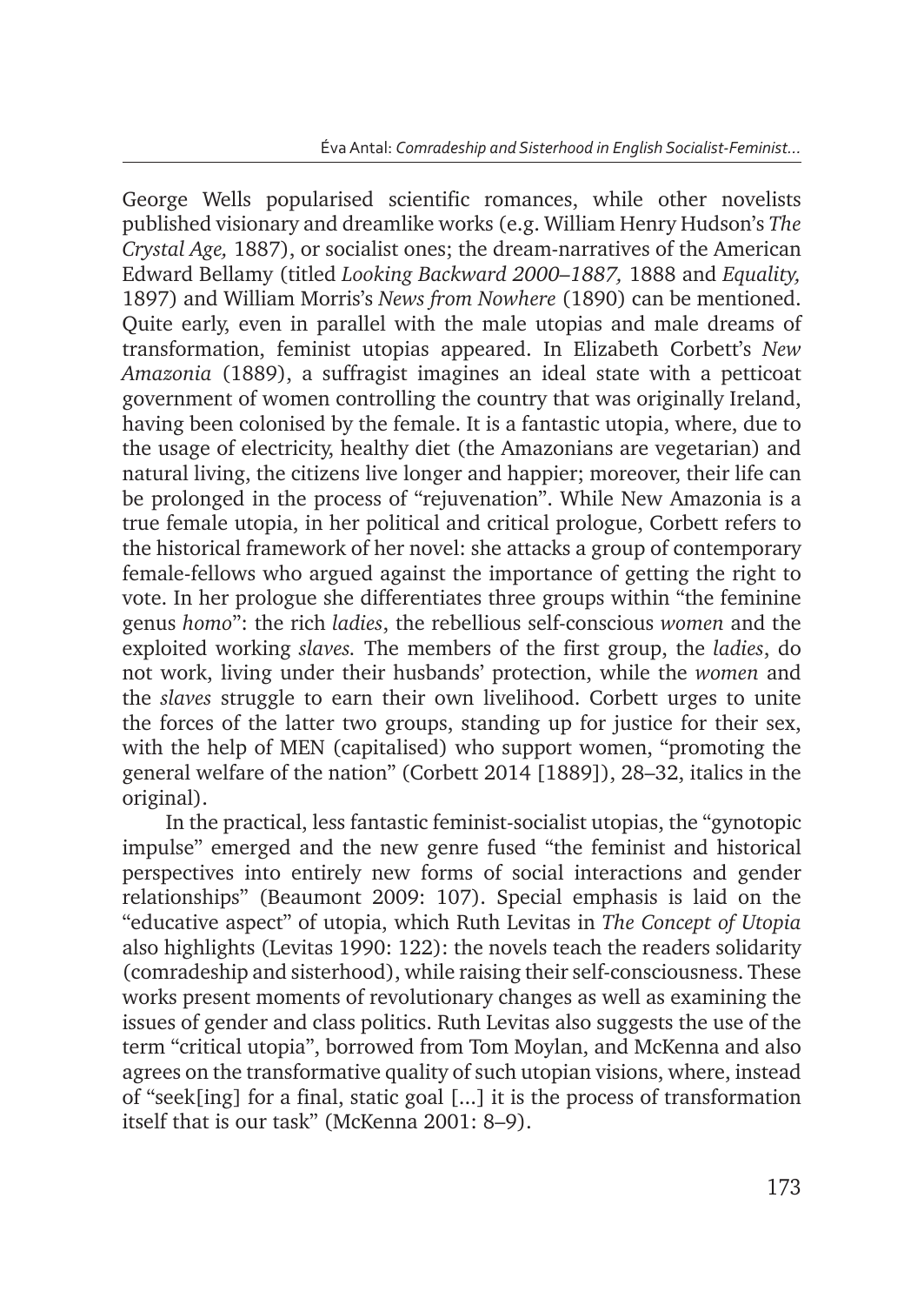George Wells popularised scientific romances, while other novelists published visionary and dreamlike works (e.g. William Henry Hudson's *The Crystal Age,* 1887), or socialist ones; the dream-narratives of the American Edward Bellamy (titled *Looking Backward 2000–1887,* 1888 and *Equality,* 1897) and William Morris's *News from Nowhere* (1890) can be mentioned. Quite early, even in parallel with the male utopias and male dreams of transformation, feminist utopias appeared. In Elizabeth Corbett's *New Amazonia* (1889), a suffragist imagines an ideal state with a petticoat government of women controlling the country that was originally Ireland, having been colonised by the female. It is a fantastic utopia, where, due to the usage of electricity, healthy diet (the Amazonians are vegetarian) and natural living, the citizens live longer and happier; moreover, their life can be prolonged in the process of "rejuvenation". While New Amazonia is a true female utopia, in her political and critical prologue, Corbett refers to the historical framework of her novel: she attacks a group of contemporary female-fellows who argued against the importance of getting the right to vote. In her prologue she differentiates three groups within "the feminine genus *homo*": the rich *ladies*, the rebellious self-conscious *women* and the exploited working *slaves.* The members of the first group, the *ladies*, do not work, living under their husbands' protection, while the *women* and the *slaves* struggle to earn their own livelihood. Corbett urges to unite the forces of the latter two groups, standing up for justice for their sex, with the help of MEN (capitalised) who support women, "promoting the general welfare of the nation" (Corbett 2014 [1889]), 28–32, italics in the original).

In the practical, less fantastic feminist-socialist utopias, the "gynotopic impulse" emerged and the new genre fused "the feminist and historical perspectives into entirely new forms of social interactions and gender relationships" (Beaumont 2009: 107). Special emphasis is laid on the "educative aspect" of utopia, which Ruth Levitas in *The Concept of Utopia* also highlights (Levitas 1990: 122): the novels teach the readers solidarity (comradeship and sisterhood), while raising their self-consciousness. These works present moments of revolutionary changes as well as examining the issues of gender and class politics. Ruth Levitas also suggests the use of the term "critical utopia", borrowed from Tom Moylan, and McKenna and also agrees on the transformative quality of such utopian visions, where, instead of "seek[ing] for a final, static goal [...] it is the process of transformation itself that is our task" (McKenna 2001: 8–9).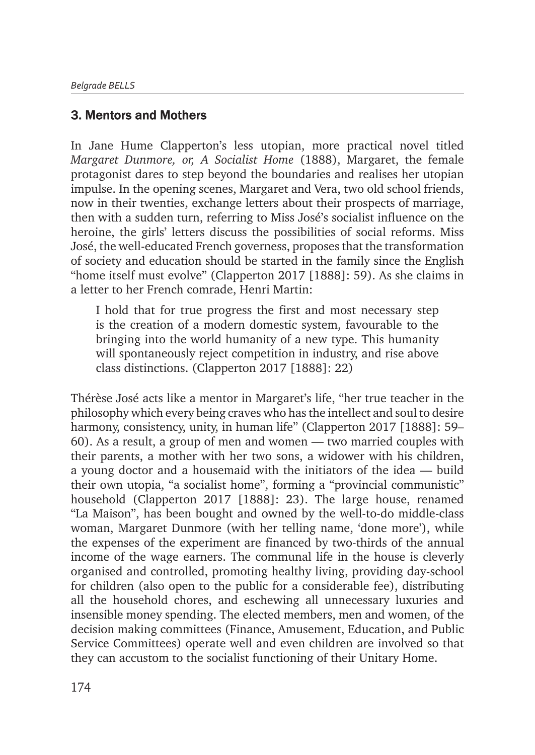## 3. Mentors and Mothers

In Jane Hume Clapperton's less utopian, more practical novel titled *Margaret Dunmore, or, A Socialist Home* (1888), Margaret, the female protagonist dares to step beyond the boundaries and realises her utopian impulse. In the opening scenes, Margaret and Vera, two old school friends, now in their twenties, exchange letters about their prospects of marriage, then with a sudden turn, referring to Miss José's socialist influence on the heroine, the girls' letters discuss the possibilities of social reforms. Miss José, the well-educated French governess, proposes that the transformation of society and education should be started in the family since the English "home itself must evolve" (Clapperton 2017 [1888]: 59). As she claims in a letter to her French comrade, Henri Martin:

> I hold that for true progress the first and most necessary step is the creation of a modern domestic system, favourable to the bringing into the world humanity of a new type. This humanity will spontaneously reject competition in industry, and rise above class distinctions. (Clapperton 2017 [1888]: 22)

Thérèse José acts like a mentor in Margaret's life, "her true teacher in the philosophy which every being craves who has the intellect and soul to desire harmony, consistency, unity, in human life" (Clapperton 2017 [1888]: 59–60). As a result, a group of men and women — two married couples with their parents, a mother with her two sons, a widower with his children, a young doctor and a housemaid with the initiators of the idea — build their own utopia, "a socialist home", forming a "provincial communistic" household (Clapperton 2017 [1888]: 23). The large house, renamed "La Maison", has been bought and owned by the well-to-do middle-class woman, Margaret Dunmore (with her telling name, 'done more'), while the expenses of the experiment are financed by two-thirds of the annual income of the wage earners. The communal life in the house is cleverly organised and controlled, promoting healthy living, providing day-school for children (also open to the public for a considerable fee), distributing all the household chores, and eschewing all unnecessary luxuries and insensible money spending. The elected members, men and women, of the decision making committees (Finance, Amusement, Education, and Public Service Committees) operate well and even children are involved so that they can accustom to the socialist functioning of their Unitary Home.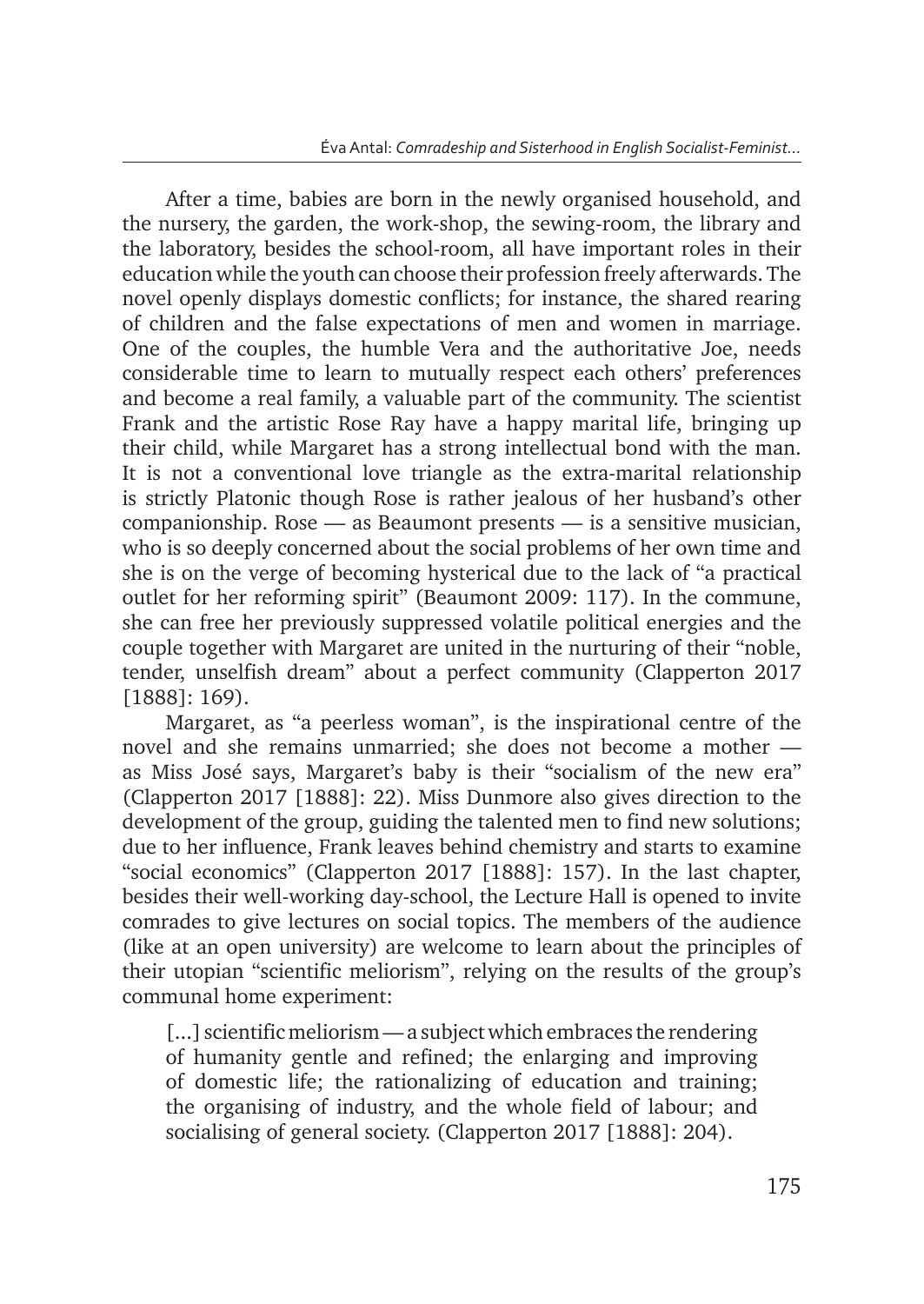After a time, babies are born in the newly organised household, and the nursery, the garden, the work-shop, the sewing-room, the library and the laboratory, besides the school-room, all have important roles in their education while the youth can choose their profession freely afterwards. The novel openly displays domestic conflicts; for instance, the shared rearing of children and the false expectations of men and women in marriage. One of the couples, the humble Vera and the authoritative Joe, needs considerable time to learn to mutually respect each others' preferences and become a real family, a valuable part of the community. The scientist Frank and the artistic Rose Ray have a happy marital life, bringing up their child, while Margaret has a strong intellectual bond with the man. It is not a conventional love triangle as the extra-marital relationship is strictly Platonic though Rose is rather jealous of her husband's other companionship. Rose — as Beaumont presents — is a sensitive musician, who is so deeply concerned about the social problems of her own time and she is on the verge of becoming hysterical due to the lack of "a practical outlet for her reforming spirit" (Beaumont 2009: 117). In the commune, she can free her previously suppressed volatile political energies and the couple together with Margaret are united in the nurturing of their "noble, tender, unselfish dream" about a perfect community (Clapperton 2017 [1888]: 169).

Margaret, as "a peerless woman", is the inspirational centre of the novel and she remains unmarried; she does not become a mother — as Miss José says, Margaret's baby is their "socialism of the new era" (Clapperton 2017 [1888]: 22). Miss Dunmore also gives direction to the development of the group, guiding the talented men to find new solutions; due to her influence, Frank leaves behind chemistry and starts to examine "social economics" (Clapperton 2017 [1888]: 157). In the last chapter, besides their well-working day-school, the Lecture Hall is opened to invite comrades to give lectures on social topics. The members of the audience (like at an open university) are welcome to learn about the principles of their utopian "scientific meliorism", relying on the results of the group's communal home experiment:

> [...] scientific meliorism — a subject which embraces the rendering of humanity gentle and refined; the enlarging and improving of domestic life; the rationalizing of education and training; the organising of industry, and the whole field of labour; and socialising of general society. (Clapperton 2017 [1888]: 204).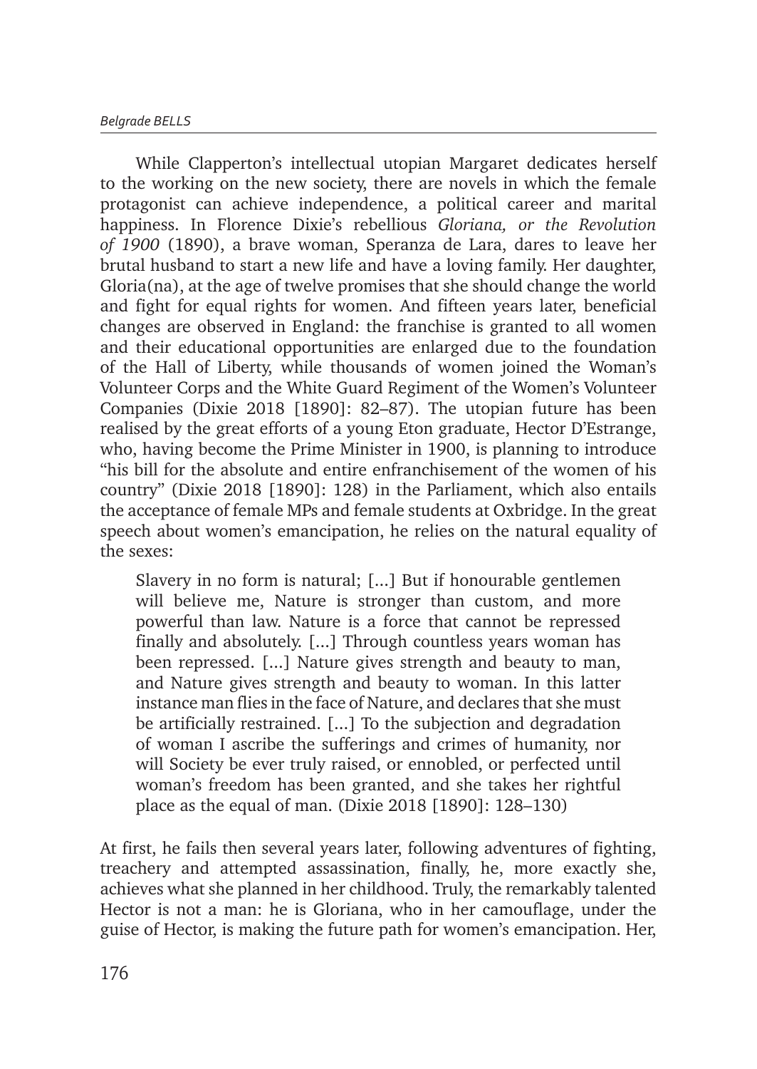While Clapperton's intellectual utopian Margaret dedicates herself to the working on the new society, there are novels in which the female protagonist can achieve independence, a political career and marital happiness. In Florence Dixie's rebellious *Gloriana, or the Revolution of 1900* (1890), a brave woman, Speranza de Lara, dares to leave her brutal husband to start a new life and have a loving family. Her daughter, Gloria(na), at the age of twelve promises that she should change the world and fight for equal rights for women. And fifteen years later, beneficial changes are observed in England: the franchise is granted to all women and their educational opportunities are enlarged due to the foundation of the Hall of Liberty, while thousands of women joined the Woman's Volunteer Corps and the White Guard Regiment of the Women's Volunteer Companies (Dixie 2018 [1890]: 82–87). The utopian future has been realised by the great efforts of a young Eton graduate, Hector D'Estrange, who, having become the Prime Minister in 1900, is planning to introduce "his bill for the absolute and entire enfranchisement of the women of his country" (Dixie 2018 [1890]: 128) in the Parliament, which also entails the acceptance of female MPs and female students at Oxbridge. In the great speech about women's emancipation, he relies on the natural equality of the sexes:

> Slavery in no form is natural; [...] But if honourable gentlemen will believe me, Nature is stronger than custom, and more powerful than law. Nature is a force that cannot be repressed finally and absolutely. [...] Through countless years woman has been repressed. [...] Nature gives strength and beauty to man, and Nature gives strength and beauty to woman. In this latter instance man flies in the face of Nature, and declares that she must be artificially restrained. [...] To the subjection and degradation of woman I ascribe the sufferings and crimes of humanity, nor will Society be ever truly raised, or ennobled, or perfected until woman's freedom has been granted, and she takes her rightful place as the equal of man. (Dixie 2018 [1890]: 128–130)

At first, he fails then several years later, following adventures of fighting, treachery and attempted assassination, finally, he, more exactly she, achieves what she planned in her childhood. Truly, the remarkably talented Hector is not a man: he is Gloriana, who in her camouflage, under the guise of Hector, is making the future path for women's emancipation. Her,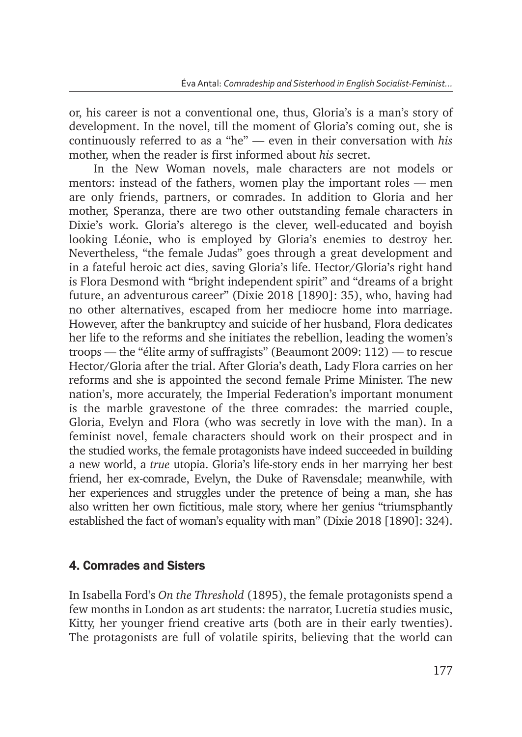or, his career is not a conventional one, thus, Gloria's is a man's story of development. In the novel, till the moment of Gloria's coming out, she is continuously referred to as a "he" — even in their conversation with *his* mother, when the reader is first informed about *his* secret.

In the New Woman novels, male characters are not models or mentors: instead of the fathers, women play the important roles — men are only friends, partners, or comrades. In addition to Gloria and her mother, Speranza, there are two other outstanding female characters in Dixie's work. Gloria's alterego is the clever, well-educated and boyish looking Léonie, who is employed by Gloria's enemies to destroy her. Nevertheless, "the female Judas" goes through a great development and in a fateful heroic act dies, saving Gloria's life. Hector/Gloria's right hand is Flora Desmond with "bright independent spirit" and "dreams of a bright future, an adventurous career" (Dixie 2018 [1890]: 35), who, having had no other alternatives, escaped from her mediocre home into marriage. However, after the bankruptcy and suicide of her husband, Flora dedicates her life to the reforms and she initiates the rebellion, leading the women's troops — the "élite army of suffragists" (Beaumont 2009: 112) — to rescue Hector/Gloria after the trial. After Gloria's death, Lady Flora carries on her reforms and she is appointed the second female Prime Minister. The new nation's, more accurately, the Imperial Federation's important monument is the marble gravestone of the three comrades: the married couple, Gloria, Evelyn and Flora (who was secretly in love with the man). In a feminist novel, female characters should work on their prospect and in the studied works, the female protagonists have indeed succeeded in building a new world, a *true* utopia. Gloria's life-story ends in her marrying her best friend, her ex-comrade, Evelyn, the Duke of Ravensdale; meanwhile, with her experiences and struggles under the pretence of being a man, she has also written her own fictitious, male story, where her genius "triumsphantly established the fact of woman's equality with man" (Dixie 2018 [1890]: 324).

## 4. Comrades and Sisters

In Isabella Ford's *On the Threshold* (1895), the female protagonists spend a few months in London as art students: the narrator, Lucretia studies music, Kitty, her younger friend creative arts (both are in their early twenties). The protagonists are full of volatile spirits, believing that the world can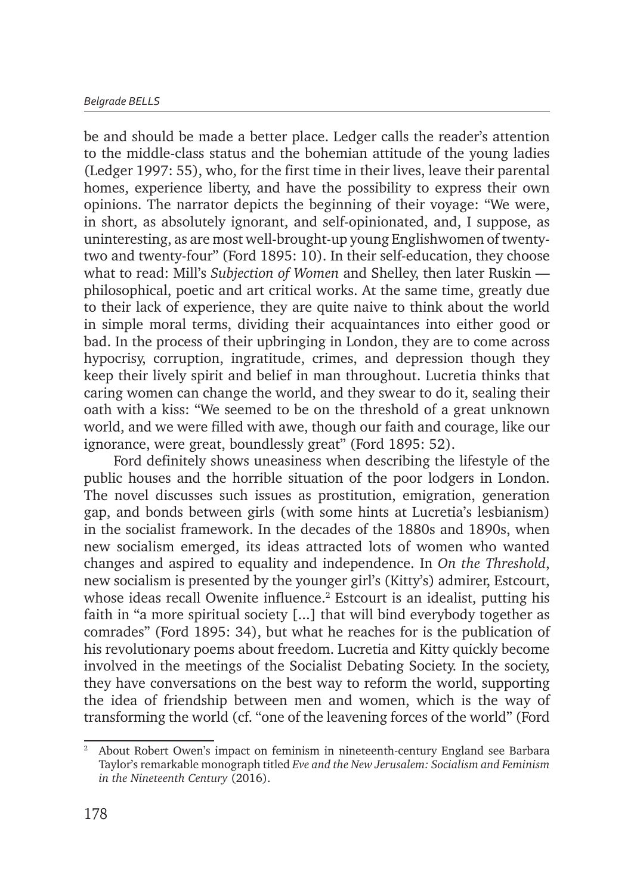be and should be made a better place. Ledger calls the reader's attention to the middle-class status and the bohemian attitude of the young ladies (Ledger 1997: 55), who, for the first time in their lives, leave their parental homes, experience liberty, and have the possibility to express their own opinions. The narrator depicts the beginning of their voyage: "We were, in short, as absolutely ignorant, and self-opinionated, and, I suppose, as uninteresting, as are most well-brought-up young Englishwomen of twenty-two and twenty-four" (Ford 1895: 10). In their self-education, they choose what to read: Mill's *Subjection of Women* and Shelley, then later Ruskin — philosophical, poetic and art critical works. At the same time, greatly due to their lack of experience, they are quite naive to think about the world in simple moral terms, dividing their acquaintances into either good or bad. In the process of their upbringing in London, they are to come across hypocrisy, corruption, ingratitude, crimes, and depression though they keep their lively spirit and belief in man throughout. Lucretia thinks that caring women can change the world, and they swear to do it, sealing their oath with a kiss: "We seemed to be on the threshold of a great unknown world, and we were filled with awe, though our faith and courage, like our ignorance, were great, boundlessly great" (Ford 1895: 52).

Ford definitely shows uneasiness when describing the lifestyle of the public houses and the horrible situation of the poor lodgers in London. The novel discusses such issues as prostitution, emigration, generation gap, and bonds between girls (with some hints at Lucretia's lesbianism) in the socialist framework. In the decades of the 1880s and 1890s, when new socialism emerged, its ideas attracted lots of women who wanted changes and aspired to equality and independence. In *On the Threshold*, new socialism is presented by the younger girl's (Kitty's) admirer, Estcourt, whose ideas recall Owenite influence.[2] Estcourt is an idealist, putting his faith in "a more spiritual society [...] that will bind everybody together as comrades" (Ford 1895: 34), but what he reaches for is the publication of his revolutionary poems about freedom. Lucretia and Kitty quickly become involved in the meetings of the Socialist Debating Society. In the society, they have conversations on the best way to reform the world, supporting the idea of friendship between men and women, which is the way of transforming the world (cf. "one of the leavening forces of the world" (Ford

[2] About Robert Owen's impact on feminism in nineteenth-century England see Barbara Taylor's remarkable monograph titled *Eve and the New Jerusalem: Socialism and Feminism in the Nineteenth Century* (2016).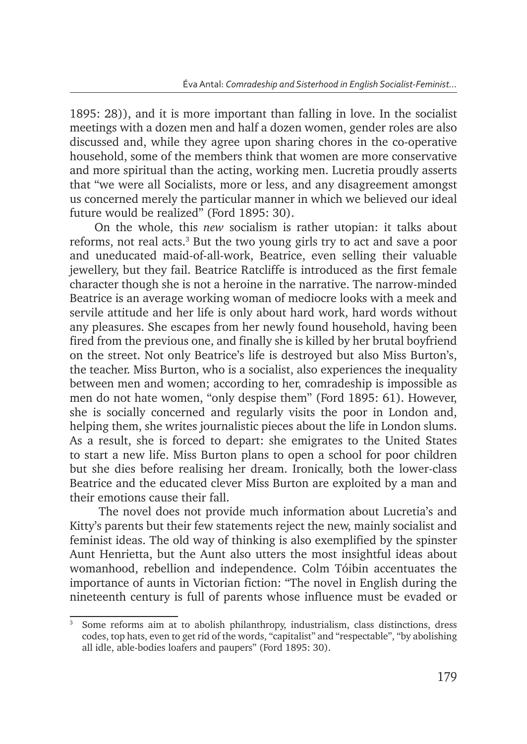1895: 28)), and it is more important than falling in love. In the socialist meetings with a dozen men and half a dozen women, gender roles are also discussed and, while they agree upon sharing chores in the co-operative household, some of the members think that women are more conservative and more spiritual than the acting, working men. Lucretia proudly asserts that "we were all Socialists, more or less, and any disagreement amongst us concerned merely the particular manner in which we believed our ideal future would be realized" (Ford 1895: 30).

On the whole, this *new* socialism is rather utopian: it talks about reforms, not real acts.[3] But the two young girls try to act and save a poor and uneducated maid-of-all-work, Beatrice, even selling their valuable jewellery, but they fail. Beatrice Ratcliffe is introduced as the first female character though she is not a heroine in the narrative. The narrow-minded Beatrice is an average working woman of mediocre looks with a meek and servile attitude and her life is only about hard work, hard words without any pleasures. She escapes from her newly found household, having been fired from the previous one, and finally she is killed by her brutal boyfriend on the street. Not only Beatrice's life is destroyed but also Miss Burton's, the teacher. Miss Burton, who is a socialist, also experiences the inequality between men and women; according to her, comradeship is impossible as men do not hate women, "only despise them" (Ford 1895: 61). However, she is socially concerned and regularly visits the poor in London and, helping them, she writes journalistic pieces about the life in London slums. As a result, she is forced to depart: she emigrates to the United States to start a new life. Miss Burton plans to open a school for poor children but she dies before realising her dream. Ironically, both the lower-class Beatrice and the educated clever Miss Burton are exploited by a man and their emotions cause their fall.

The novel does not provide much information about Lucretia's and Kitty's parents but their few statements reject the new, mainly socialist and feminist ideas. The old way of thinking is also exemplified by the spinster Aunt Henrietta, but the Aunt also utters the most insightful ideas about womanhood, rebellion and independence. Colm Tóibin accentuates the importance of aunts in Victorian fiction: "The novel in English during the nineteenth century is full of parents whose influence must be evaded or

---

[3] Some reforms aim at to abolish philanthropy, industrialism, class distinctions, dress codes, top hats, even to get rid of the words, "capitalist" and "respectable", "by abolishing all idle, able-bodies loafers and paupers" (Ford 1895: 30).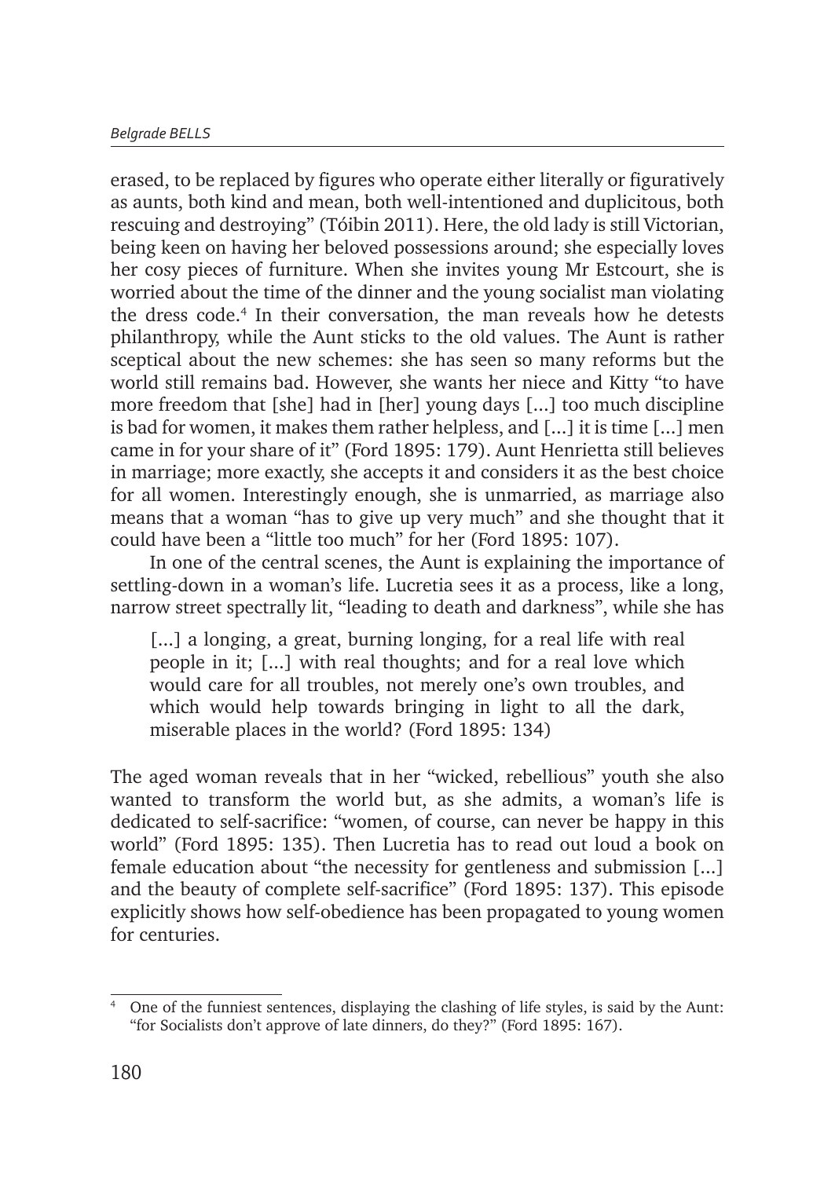erased, to be replaced by figures who operate either literally or figuratively as aunts, both kind and mean, both well-intentioned and duplicitous, both rescuing and destroying" (Tóibin 2011). Here, the old lady is still Victorian, being keen on having her beloved possessions around; she especially loves her cosy pieces of furniture. When she invites young Mr Estcourt, she is worried about the time of the dinner and the young socialist man violating the dress code.[4] In their conversation, the man reveals how he detests philanthropy, while the Aunt sticks to the old values. The Aunt is rather sceptical about the new schemes: she has seen so many reforms but the world still remains bad. However, she wants her niece and Kitty "to have more freedom that [she] had in [her] young days [...] too much discipline is bad for women, it makes them rather helpless, and [...] it is time [...] men came in for your share of it" (Ford 1895: 179). Aunt Henrietta still believes in marriage; more exactly, she accepts it and considers it as the best choice for all women. Interestingly enough, she is unmarried, as marriage also means that a woman "has to give up very much" and she thought that it could have been a "little too much" for her (Ford 1895: 107).

In one of the central scenes, the Aunt is explaining the importance of settling-down in a woman's life. Lucretia sees it as a process, like a long, narrow street spectrally lit, "leading to death and darkness", while she has

> [...] a longing, a great, burning longing, for a real life with real people in it; [...] with real thoughts; and for a real love which would care for all troubles, not merely one's own troubles, and which would help towards bringing in light to all the dark, miserable places in the world? (Ford 1895: 134)

The aged woman reveals that in her "wicked, rebellious" youth she also wanted to transform the world but, as she admits, a woman's life is dedicated to self-sacrifice: "women, of course, can never be happy in this world" (Ford 1895: 135). Then Lucretia has to read out loud a book on female education about "the necessity for gentleness and submission [...] and the beauty of complete self-sacrifice" (Ford 1895: 137). This episode explicitly shows how self-obedience has been propagated to young women for centuries.

---

[4] One of the funniest sentences, displaying the clashing of life styles, is said by the Aunt: "for Socialists don't approve of late dinners, do they?" (Ford 1895: 167).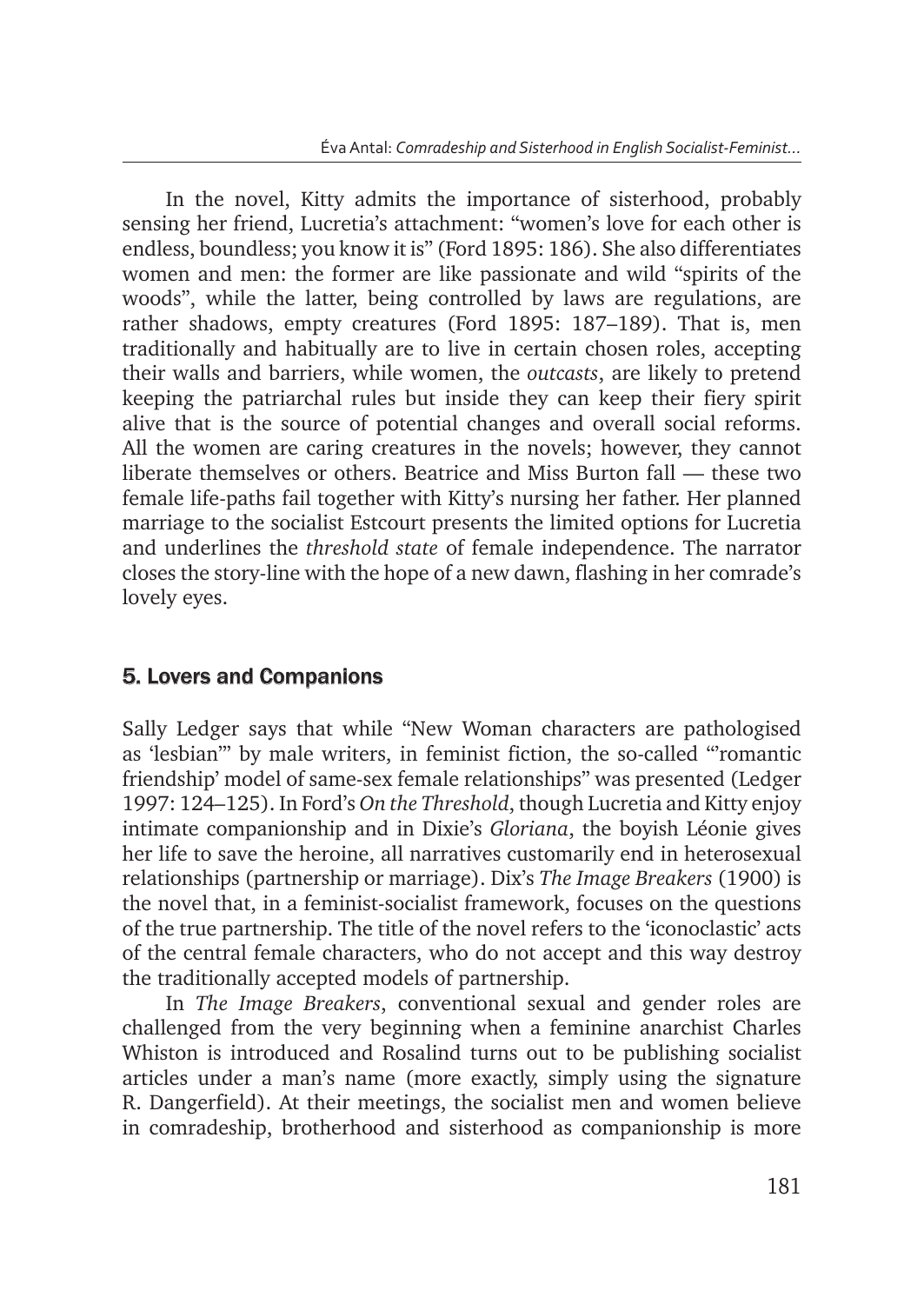In the novel, Kitty admits the importance of sisterhood, probably sensing her friend, Lucretia's attachment: "women's love for each other is endless, boundless; you know it is" (Ford 1895: 186). She also differentiates women and men: the former are like passionate and wild "spirits of the woods", while the latter, being controlled by laws are regulations, are rather shadows, empty creatures (Ford 1895: 187–189). That is, men traditionally and habitually are to live in certain chosen roles, accepting their walls and barriers, while women, the *outcasts*, are likely to pretend keeping the patriarchal rules but inside they can keep their fiery spirit alive that is the source of potential changes and overall social reforms. All the women are caring creatures in the novels; however, they cannot liberate themselves or others. Beatrice and Miss Burton fall — these two female life-paths fail together with Kitty's nursing her father. Her planned marriage to the socialist Estcourt presents the limited options for Lucretia and underlines the *threshold state* of female independence. The narrator closes the story-line with the hope of a new dawn, flashing in her comrade's lovely eyes.

## 5. Lovers and Companions

Sally Ledger says that while "New Woman characters are pathologised as 'lesbian'" by male writers, in feminist fiction, the so-called "'romantic friendship' model of same-sex female relationships" was presented (Ledger 1997: 124–125). In Ford's *On the Threshold*, though Lucretia and Kitty enjoy intimate companionship and in Dixie's *Gloriana*, the boyish Léonie gives her life to save the heroine, all narratives customarily end in heterosexual relationships (partnership or marriage). Dix's *The Image Breakers* (1900) is the novel that, in a feminist-socialist framework, focuses on the questions of the true partnership. The title of the novel refers to the 'iconoclastic' acts of the central female characters, who do not accept and this way destroy the traditionally accepted models of partnership.

In *The Image Breakers*, conventional sexual and gender roles are challenged from the very beginning when a feminine anarchist Charles Whiston is introduced and Rosalind turns out to be publishing socialist articles under a man's name (more exactly, simply using the signature R. Dangerfield). At their meetings, the socialist men and women believe in comradeship, brotherhood and sisterhood as companionship is more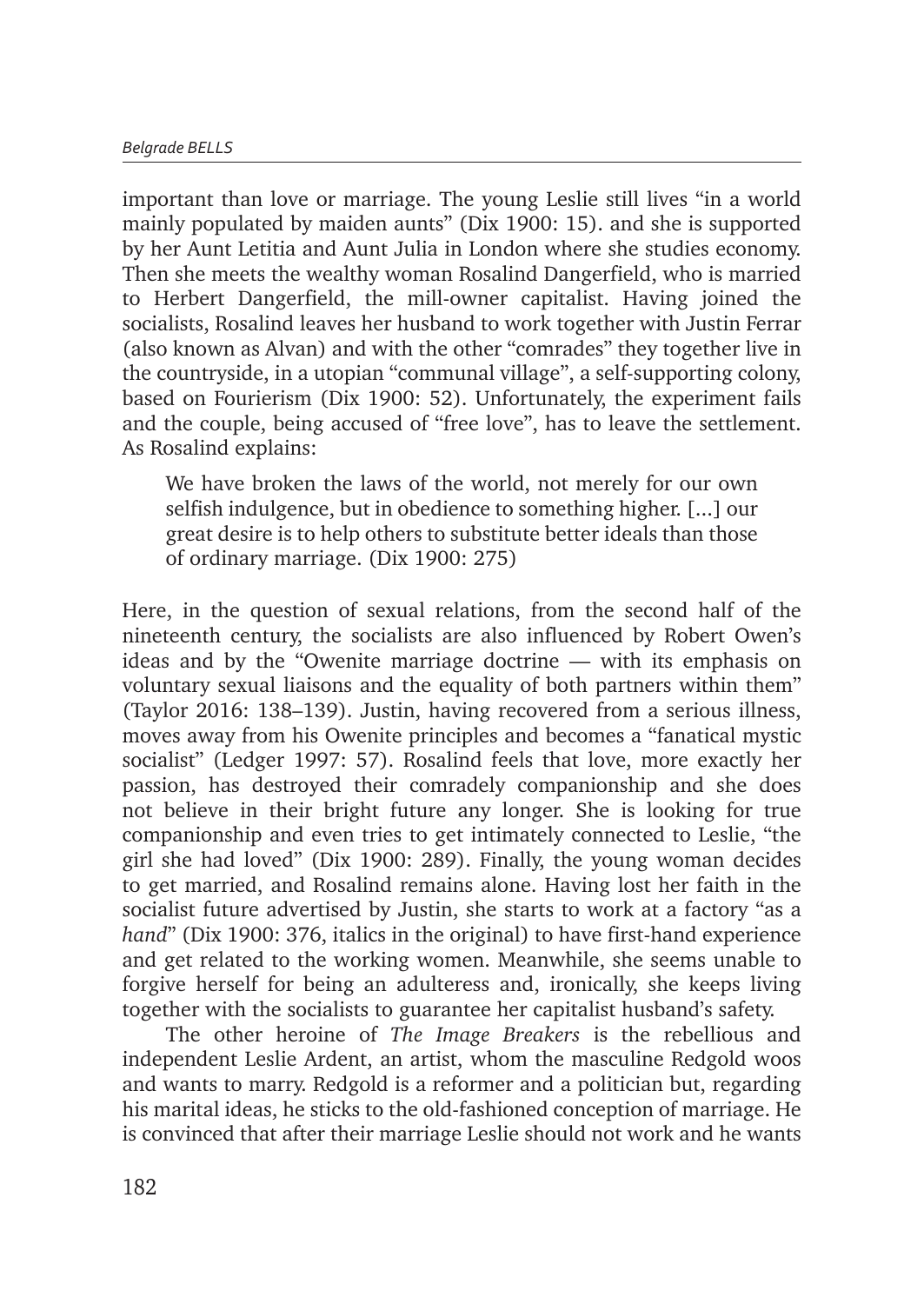important than love or marriage. The young Leslie still lives "in a world mainly populated by maiden aunts" (Dix 1900: 15). and she is supported by her Aunt Letitia and Aunt Julia in London where she studies economy. Then she meets the wealthy woman Rosalind Dangerfield, who is married to Herbert Dangerfield, the mill-owner capitalist. Having joined the socialists, Rosalind leaves her husband to work together with Justin Ferrar (also known as Alvan) and with the other "comrades" they together live in the countryside, in a utopian "communal village", a self-supporting colony, based on Fourierism (Dix 1900: 52). Unfortunately, the experiment fails and the couple, being accused of "free love", has to leave the settlement. As Rosalind explains:

> We have broken the laws of the world, not merely for our own selfish indulgence, but in obedience to something higher. [...] our great desire is to help others to substitute better ideals than those of ordinary marriage. (Dix 1900: 275)

Here, in the question of sexual relations, from the second half of the nineteenth century, the socialists are also influenced by Robert Owen's ideas and by the "Owenite marriage doctrine — with its emphasis on voluntary sexual liaisons and the equality of both partners within them" (Taylor 2016: 138–139). Justin, having recovered from a serious illness, moves away from his Owenite principles and becomes a "fanatical mystic socialist" (Ledger 1997: 57). Rosalind feels that love, more exactly her passion, has destroyed their comradely companionship and she does not believe in their bright future any longer. She is looking for true companionship and even tries to get intimately connected to Leslie, "the girl she had loved" (Dix 1900: 289). Finally, the young woman decides to get married, and Rosalind remains alone. Having lost her faith in the socialist future advertised by Justin, she starts to work at a factory "as a *hand*" (Dix 1900: 376, italics in the original) to have first-hand experience and get related to the working women. Meanwhile, she seems unable to forgive herself for being an adulteress and, ironically, she keeps living together with the socialists to guarantee her capitalist husband's safety.

The other heroine of *The Image Breakers* is the rebellious and independent Leslie Ardent, an artist, whom the masculine Redgold woos and wants to marry. Redgold is a reformer and a politician but, regarding his marital ideas, he sticks to the old-fashioned conception of marriage. He is convinced that after their marriage Leslie should not work and he wants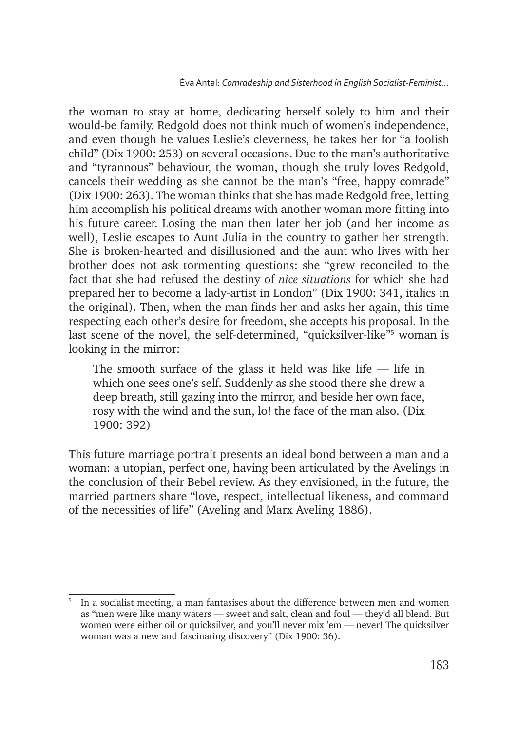the woman to stay at home, dedicating herself solely to him and their would-be family. Redgold does not think much of women's independence, and even though he values Leslie's cleverness, he takes her for "a foolish child" (Dix 1900: 253) on several occasions. Due to the man's authoritative and "tyrannous" behaviour, the woman, though she truly loves Redgold, cancels their wedding as she cannot be the man's "free, happy comrade" (Dix 1900: 263). The woman thinks that she has made Redgold free, letting him accomplish his political dreams with another woman more fitting into his future career. Losing the man then later her job (and her income as well), Leslie escapes to Aunt Julia in the country to gather her strength. She is broken-hearted and disillusioned and the aunt who lives with her brother does not ask tormenting questions: she "grew reconciled to the fact that she had refused the destiny of *nice situations* for which she had prepared her to become a lady-artist in London" (Dix 1900: 341, italics in the original). Then, when the man finds her and asks her again, this time respecting each other's desire for freedom, she accepts his proposal. In the last scene of the novel, the self-determined, "quicksilver-like"[5] woman is looking in the mirror:

> The smooth surface of the glass it held was like life — life in which one sees one's self. Suddenly as she stood there she drew a deep breath, still gazing into the mirror, and beside her own face, rosy with the wind and the sun, lo! the face of the man also. (Dix 1900: 392)

This future marriage portrait presents an ideal bond between a man and a woman: a utopian, perfect one, having been articulated by the Avelings in the conclusion of their Bebel review. As they envisioned, in the future, the married partners share "love, respect, intellectual likeness, and command of the necessities of life" (Aveling and Marx Aveling 1886).

---

[5] In a socialist meeting, a man fantasises about the difference between men and women as "men were like many waters — sweet and salt, clean and foul — they'd all blend. But women were either oil or quicksilver, and you'll never mix 'em — never! The quicksilver woman was a new and fascinating discovery" (Dix 1900: 36).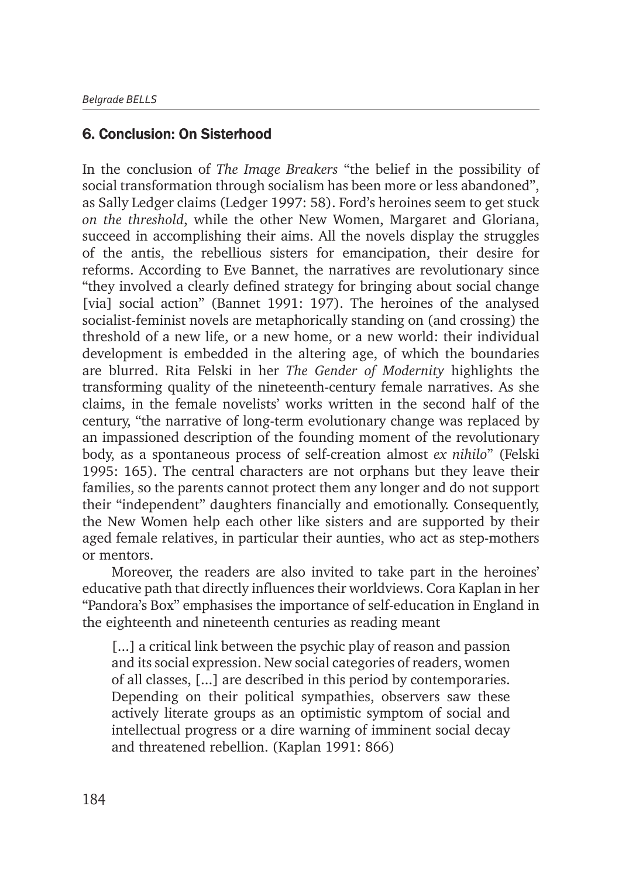## 6. Conclusion: On Sisterhood

In the conclusion of *The Image Breakers* "the belief in the possibility of social transformation through socialism has been more or less abandoned", as Sally Ledger claims (Ledger 1997: 58). Ford's heroines seem to get stuck *on the threshold*, while the other New Women, Margaret and Gloriana, succeed in accomplishing their aims. All the novels display the struggles of the antis, the rebellious sisters for emancipation, their desire for reforms. According to Eve Bannet, the narratives are revolutionary since "they involved a clearly defined strategy for bringing about social change [via] social action" (Bannet 1991: 197). The heroines of the analysed socialist-feminist novels are metaphorically standing on (and crossing) the threshold of a new life, or a new home, or a new world: their individual development is embedded in the altering age, of which the boundaries are blurred. Rita Felski in her *The Gender of Modernity* highlights the transforming quality of the nineteenth-century female narratives. As she claims, in the female novelists' works written in the second half of the century, "the narrative of long-term evolutionary change was replaced by an impassioned description of the founding moment of the revolutionary body, as a spontaneous process of self-creation almost *ex nihilo*" (Felski 1995: 165). The central characters are not orphans but they leave their families, so the parents cannot protect them any longer and do not support their "independent" daughters financially and emotionally. Consequently, the New Women help each other like sisters and are supported by their aged female relatives, in particular their aunties, who act as step-mothers or mentors.

Moreover, the readers are also invited to take part in the heroines' educative path that directly influences their worldviews. Cora Kaplan in her "Pandora's Box" emphasises the importance of self-education in England in the eighteenth and nineteenth centuries as reading meant

> [...] a critical link between the psychic play of reason and passion and its social expression. New social categories of readers, women of all classes, [...] are described in this period by contemporaries. Depending on their political sympathies, observers saw these actively literate groups as an optimistic symptom of social and intellectual progress or a dire warning of imminent social decay and threatened rebellion. (Kaplan 1991: 866)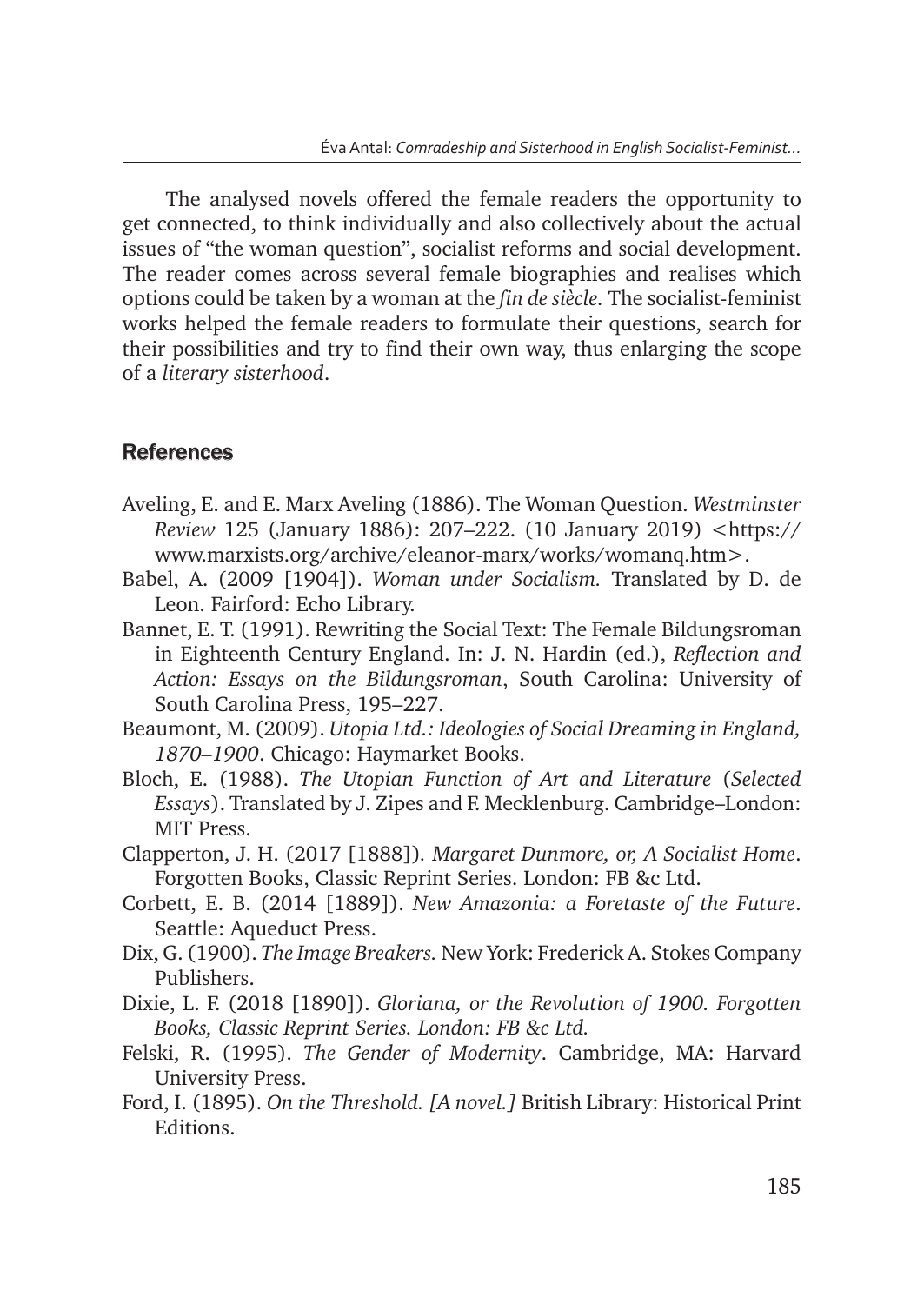The analysed novels offered the female readers the opportunity to get connected, to think individually and also collectively about the actual issues of "the woman question", socialist reforms and social development. The reader comes across several female biographies and realises which options could be taken by a woman at the *fin de siècle.* The socialist-feminist works helped the female readers to formulate their questions, search for their possibilities and try to find their own way, thus enlarging the scope of a *literary sisterhood*.

## References

Aveling, E. and E. Marx Aveling (1886). The Woman Question. *Westminster Review* 125 (January 1886): 207–222. (10 January 2019) <https://www.marxists.org/archive/eleanor-marx/works/womanq.htm>.

Babel, A. (2009 [1904]). *Woman under Socialism.* Translated by D. de Leon. Fairford: Echo Library.

Bannet, E. T. (1991). Rewriting the Social Text: The Female Bildungsroman in Eighteenth Century England. In: J. N. Hardin (ed.), *Reflection and Action: Essays on the Bildungsroman*, South Carolina: University of South Carolina Press, 195–227.

Beaumont, M. (2009). *Utopia Ltd.: Ideologies of Social Dreaming in England, 1870–1900*. Chicago: Haymarket Books.

Bloch, E. (1988). *The Utopian Function of Art and Literature* (*Selected Essays*). Translated by J. Zipes and F. Mecklenburg. Cambridge–London: MIT Press.

Clapperton, J. H. (2017 [1888]). *Margaret Dunmore, or, A Socialist Home*. Forgotten Books, Classic Reprint Series. London: FB &c Ltd.

Corbett, E. B. (2014 [1889]). *New Amazonia: a Foretaste of the Future*. Seattle: Aqueduct Press.

Dix, G. (1900). *The Image Breakers.* New York: Frederick A. Stokes Company Publishers.

Dixie, L. F. (2018 [1890]). *Gloriana, or the Revolution of 1900. Forgotten Books, Classic Reprint Series. London: FB &c Ltd.*

Felski, R. (1995). *The Gender of Modernity*. Cambridge, MA: Harvard University Press.

Ford, I. (1895). *On the Threshold. [A novel.]* British Library: Historical Print Editions.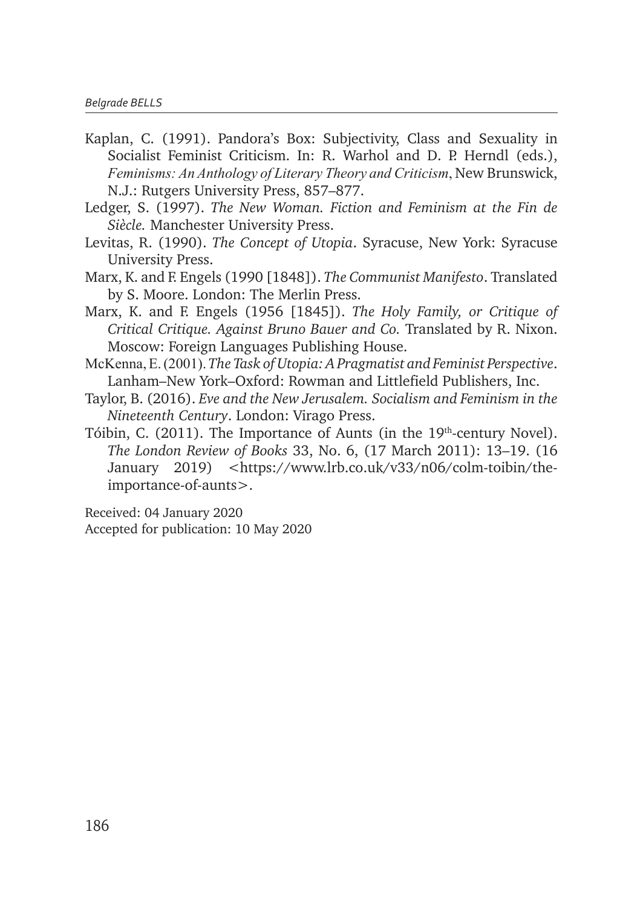Kaplan, C. (1991). Pandora's Box: Subjectivity, Class and Sexuality in Socialist Feminist Criticism. In: R. Warhol and D. P. Herndl (eds.), *Feminisms: An Anthology of Literary Theory and Criticism*, New Brunswick, N.J.: Rutgers University Press, 857–877.

Ledger, S. (1997). *The New Woman. Fiction and Feminism at the Fin de Siècle.* Manchester University Press.

Levitas, R. (1990). *The Concept of Utopia*. Syracuse, New York: Syracuse University Press.

Marx, K. and F. Engels (1990 [1848]). *The Communist Manifesto*. Translated by S. Moore. London: The Merlin Press.

Marx, K. and F. Engels (1956 [1845]). *The Holy Family, or Critique of Critical Critique. Against Bruno Bauer and Co.* Translated by R. Nixon. Moscow: Foreign Languages Publishing House.

McKenna, E. (2001). *The Task of Utopia: A Pragmatist and Feminist Perspective*. Lanham–New York–Oxford: Rowman and Littlefield Publishers, Inc.

Taylor, B. (2016). *Eve and the New Jerusalem. Socialism and Feminism in the Nineteenth Century*. London: Virago Press.

Tóibin, C. (2011). The Importance of Aunts (in the 19th-century Novel). *The London Review of Books* 33, No. 6, (17 March 2011): 13–19. (16 January 2019) <https://www.lrb.co.uk/v33/n06/colm-toibin/the-importance-of-aunts>.

Received: 04 January 2020
Accepted for publication: 10 May 2020